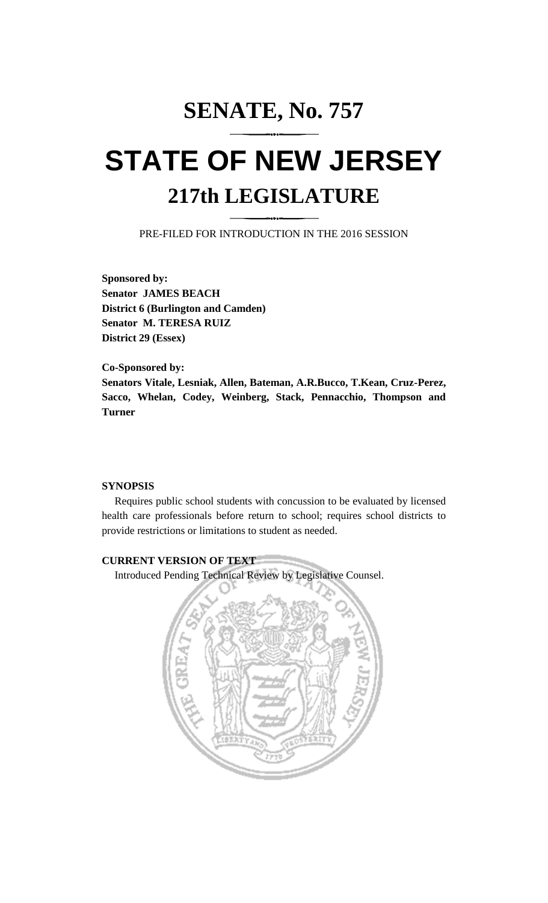# SENATE, No. 757

# STATE OF NEW JERSEY

## 217th LEGISLATURE

PRE-FILED FOR INTRODUCTION IN THE 2016 SESSION

**Sponsored by:**
**Senator JAMES BEACH**
**District 6 (Burlington and Camden)**
**Senator M. TERESA RUIZ**
**District 29 (Essex)**

**Co-Sponsored by:**
**Senators Vitale, Lesniak, Allen, Bateman, A.R.Bucco, T.Kean, Cruz-Perez, Sacco, Whelan, Codey, Weinberg, Stack, Pennacchio, Thompson and Turner**

**SYNOPSIS**

Requires public school students with concussion to be evaluated by licensed health care professionals before return to school; requires school districts to provide restrictions or limitations to student as needed.

**CURRENT VERSION OF TEXT**

Introduced Pending Technical Review by Legislative Counsel.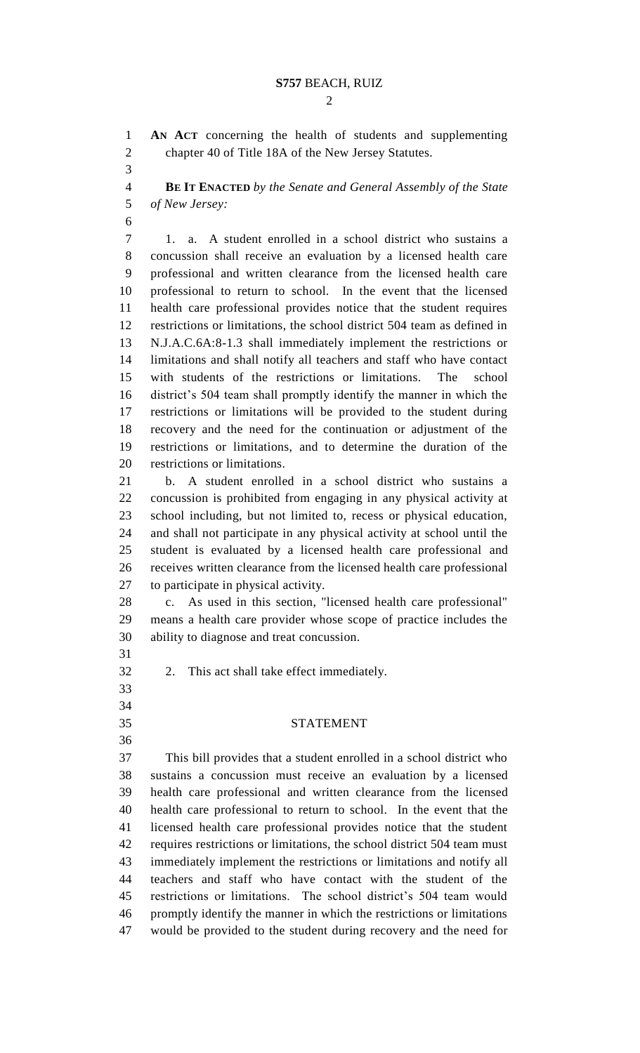**AN ACT** concerning the health of students and supplementing chapter 40 of Title 18A of the New Jersey Statutes.

**BE IT ENACTED** *by the Senate and General Assembly of the State of New Jersey:*

1. a. A student enrolled in a school district who sustains a concussion shall receive an evaluation by a licensed health care professional and written clearance from the licensed health care professional to return to school. In the event that the licensed health care professional provides notice that the student requires restrictions or limitations, the school district 504 team as defined in N.J.A.C.6A:8-1.3 shall immediately implement the restrictions or limitations and shall notify all teachers and staff who have contact with students of the restrictions or limitations. The school district's 504 team shall promptly identify the manner in which the restrictions or limitations will be provided to the student during recovery and the need for the continuation or adjustment of the restrictions or limitations, and to determine the duration of the restrictions or limitations.

b. A student enrolled in a school district who sustains a concussion is prohibited from engaging in any physical activity at school including, but not limited to, recess or physical education, and shall not participate in any physical activity at school until the student is evaluated by a licensed health care professional and receives written clearance from the licensed health care professional to participate in physical activity.

c. As used in this section, "licensed health care professional" means a health care provider whose scope of practice includes the ability to diagnose and treat concussion.

2. This act shall take effect immediately.

## STATEMENT

This bill provides that a student enrolled in a school district who sustains a concussion must receive an evaluation by a licensed health care professional and written clearance from the licensed health care professional to return to school. In the event that the licensed health care professional provides notice that the student requires restrictions or limitations, the school district 504 team must immediately implement the restrictions or limitations and notify all teachers and staff who have contact with the student of the restrictions or limitations. The school district's 504 team would promptly identify the manner in which the restrictions or limitations would be provided to the student during recovery and the need for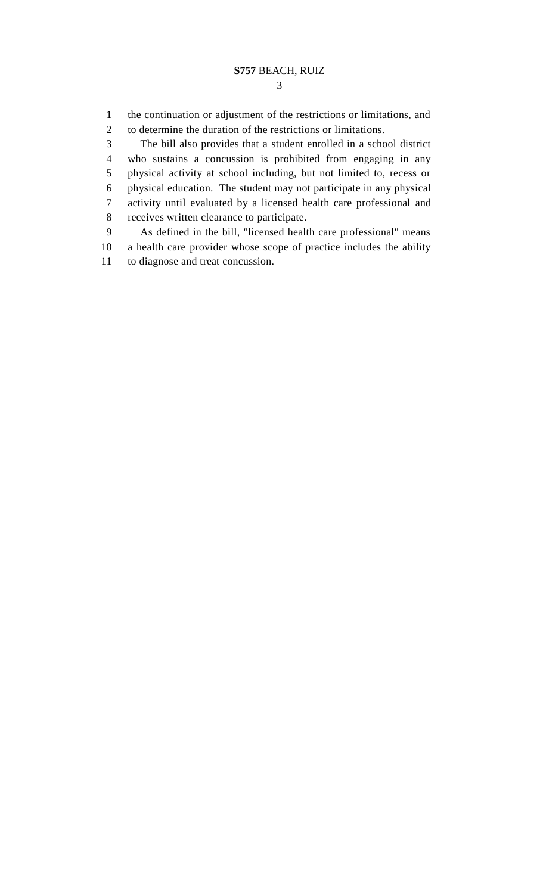the continuation or adjustment of the restrictions or limitations, and to determine the duration of the restrictions or limitations.

The bill also provides that a student enrolled in a school district who sustains a concussion is prohibited from engaging in any physical activity at school including, but not limited to, recess or physical education. The student may not participate in any physical activity until evaluated by a licensed health care professional and receives written clearance to participate.

As defined in the bill, "licensed health care professional" means a health care provider whose scope of practice includes the ability to diagnose and treat concussion.